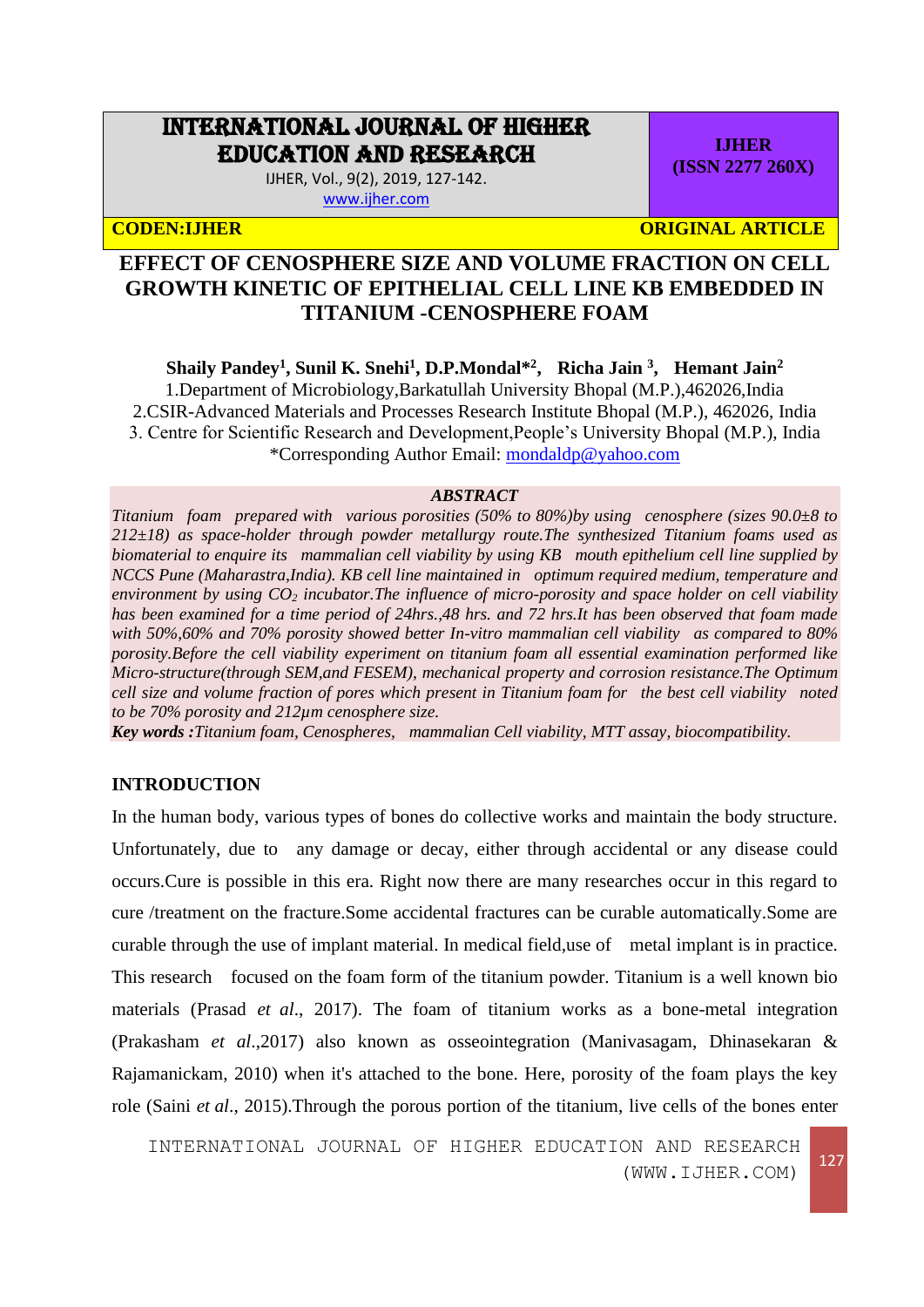# INTERNATIONAL JOURNAL OF HIGHER EDUCATION AND RESEARCH

IJHER, Vol., 9(2), 2019, 127-142.
www.ijher.com

**IJHER (ISSN 2277 260X)**

**CODEN:IJHER** **ORIGINAL ARTICLE**

# EFFECT OF CENOSPHERE SIZE AND VOLUME FRACTION ON CELL GROWTH KINETIC OF EPITHELIAL CELL LINE KB EMBEDDED IN TITANIUM -CENOSPHERE FOAM

**Shaily Pandey[1], Sunil K. Snehi[1], D.P.Mondal*[2], Richa Jain [3], Hemant Jain[2]**

1.Department of Microbiology,Barkatullah University Bhopal (M.P.),462026,India
2.CSIR-Advanced Materials and Processes Research Institute Bhopal (M.P.), 462026, India
3. Centre for Scientific Research and Development,People's University Bhopal (M.P.), India
*Corresponding Author Email: mondaldp@yahoo.com

***ABSTRACT***

*Titanium foam prepared with various porosities (50% to 80%)by using cenosphere (sizes 90.0±8 to 212±18) as space-holder through powder metallurgy route.The synthesized Titanium foams used as biomaterial to enquire its mammalian cell viability by using KB mouth epithelium cell line supplied by NCCS Pune (Maharastra,India). KB cell line maintained in optimum required medium, temperature and environment by using $CO_2$ incubator.The influence of micro-porosity and space holder on cell viability has been examined for a time period of 24hrs.,48 hrs. and 72 hrs.It has been observed that foam made with 50%,60% and 70% porosity showed better In-vitro mammalian cell viability as compared to 80% porosity.Before the cell viability experiment on titanium foam all essential examination performed like Micro-structure(through SEM,and FESEM), mechanical property and corrosion resistance.The Optimum cell size and volume fraction of pores which present in Titanium foam for the best cell viability noted to be 70% porosity and 212µm cenosphere size.*

***Key words :****Titanium foam, Cenospheres, mammalian Cell viability, MTT assay, biocompatibility.*

## INTRODUCTION

In the human body, various types of bones do collective works and maintain the body structure. Unfortunately, due to any damage or decay, either through accidental or any disease could occurs.Cure is possible in this era. Right now there are many researches occur in this regard to cure /treatment on the fracture.Some accidental fractures can be curable automatically.Some are curable through the use of implant material. In medical field,use of metal implant is in practice. This research focused on the foam form of the titanium powder. Titanium is a well known bio materials (Prasad *et al*., 2017). The foam of titanium works as a bone-metal integration (Prakasham *et al*.,2017) also known as osseointegration (Manivasagam, Dhinasekaran & Rajamanickam, 2010) when it's attached to the bone. Here, porosity of the foam plays the key role (Saini *et al*., 2015).Through the porous portion of the titanium, live cells of the bones enter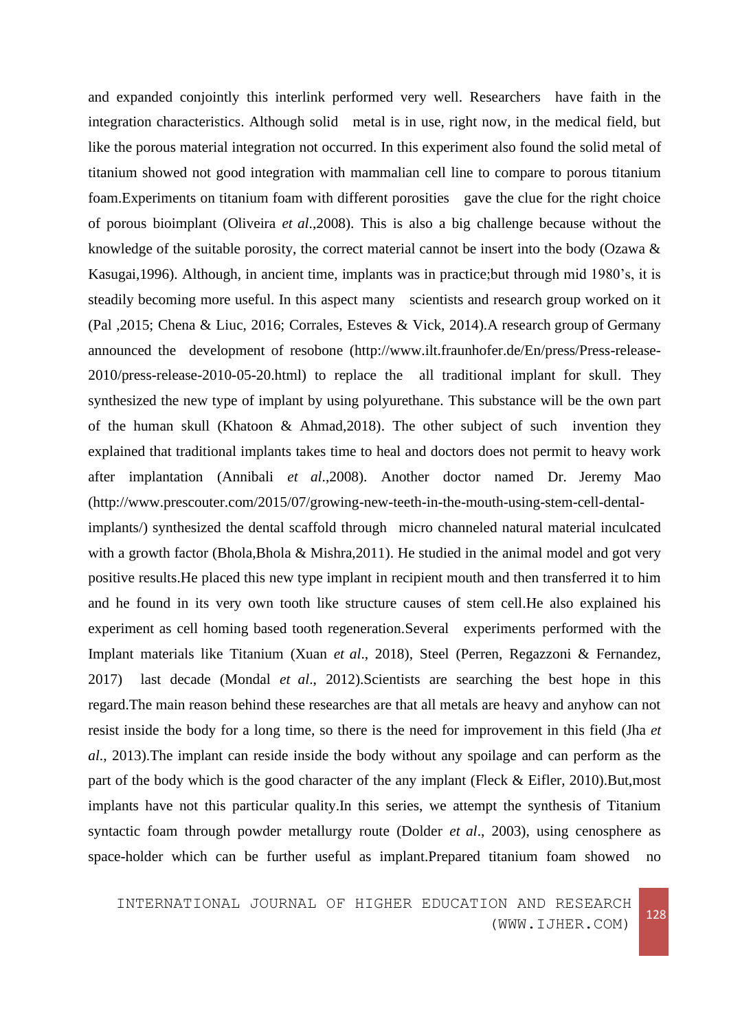and expanded conjointly this interlink performed very well. Researchers have faith in the integration characteristics. Although solid metal is in use, right now, in the medical field, but like the porous material integration not occurred. In this experiment also found the solid metal of titanium showed not good integration with mammalian cell line to compare to porous titanium foam.Experiments on titanium foam with different porosities gave the clue for the right choice of porous bioimplant (Oliveira *et al*.,2008). This is also a big challenge because without the knowledge of the suitable porosity, the correct material cannot be insert into the body (Ozawa & Kasugai,1996). Although, in ancient time, implants was in practice;but through mid 1980's, it is steadily becoming more useful. In this aspect many scientists and research group worked on it (Pal ,2015; Chena & Liuc, 2016; Corrales, Esteves & Vick, 2014).A research group of Germany announced the development of resobone (http://www.ilt.fraunhofer.de/En/press/Press-release-2010/press-release-2010-05-20.html) to replace the all traditional implant for skull. They synthesized the new type of implant by using polyurethane. This substance will be the own part of the human skull (Khatoon & Ahmad,2018). The other subject of such invention they explained that traditional implants takes time to heal and doctors does not permit to heavy work after implantation (Annibali *et al*.,2008). Another doctor named Dr. Jeremy Mao (http://www.prescouter.com/2015/07/growing-new-teeth-in-the-mouth-using-stem-cell-dental-implants/) synthesized the dental scaffold through micro channeled natural material inculcated with a growth factor (Bhola,Bhola & Mishra,2011). He studied in the animal model and got very positive results.He placed this new type implant in recipient mouth and then transferred it to him and he found in its very own tooth like structure causes of stem cell.He also explained his experiment as cell homing based tooth regeneration.Several experiments performed with the Implant materials like Titanium (Xuan *et al*., 2018), Steel (Perren, Regazzoni & Fernandez, 2017) last decade (Mondal *et al*., 2012).Scientists are searching the best hope in this regard.The main reason behind these researches are that all metals are heavy and anyhow can not resist inside the body for a long time, so there is the need for improvement in this field (Jha *et al*., 2013).The implant can reside inside the body without any spoilage and can perform as the part of the body which is the good character of the any implant (Fleck & Eifler, 2010).But,most implants have not this particular quality.In this series, we attempt the synthesis of Titanium syntactic foam through powder metallurgy route (Dolder *et al*., 2003), using cenosphere as space-holder which can be further useful as implant.Prepared titanium foam showed no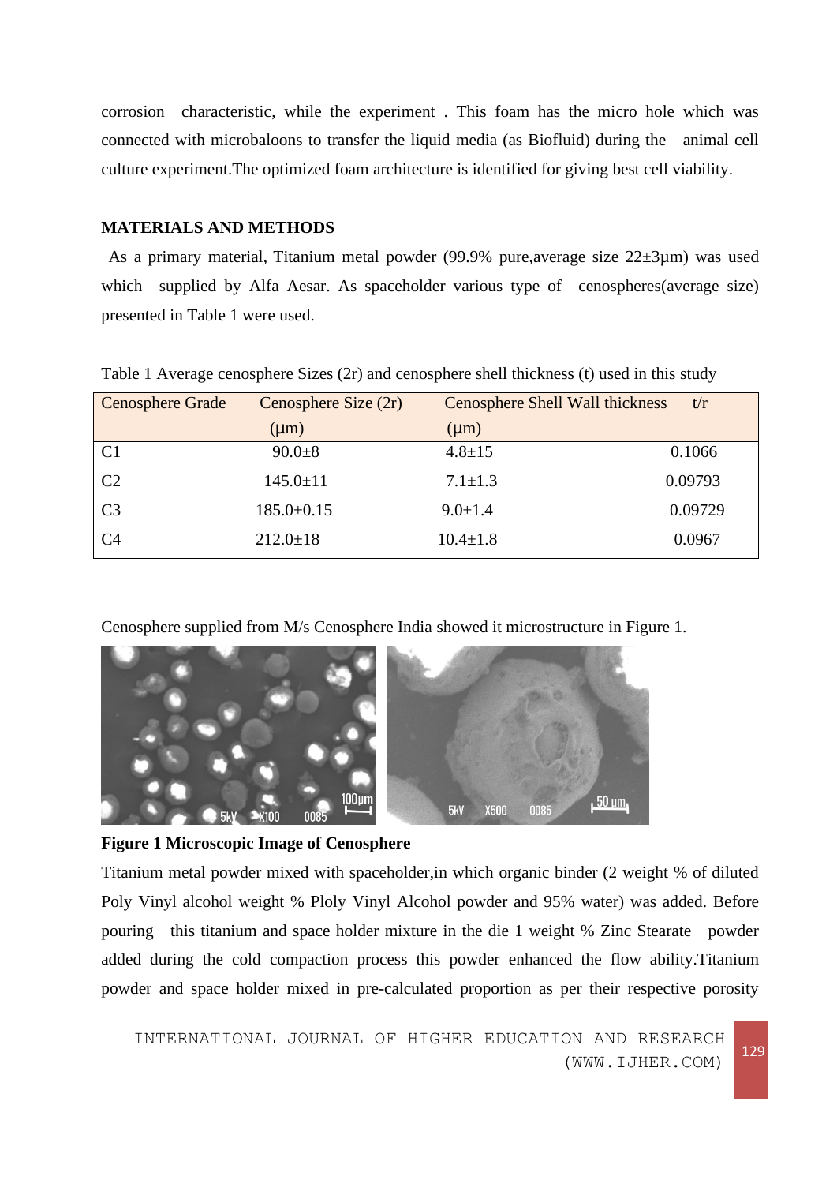corrosion characteristic, while the experiment . This foam has the micro hole which was connected with microbaloons to transfer the liquid media (as Biofluid) during the animal cell culture experiment.The optimized foam architecture is identified for giving best cell viability.

## MATERIALS AND METHODS

As a primary material, Titanium metal powder (99.9% pure,average size 22±3μm) was used which supplied by Alfa Aesar. As spaceholder various type of cenospheres(average size) presented in Table 1 were used.

Table 1 Average cenosphere Sizes (2r) and cenosphere shell thickness (t) used in this study

| Cenosphere Grade | Cenosphere Size (2r) (μm) | Cenosphere Shell Wall thickness (μm) | t/r |
|---|---|---|---|
| C1 | 90.0±8 | 4.8±15 | 0.1066 |
| C2 | 145.0±11 | 7.1±1.3 | 0.09793 |
| C3 | 185.0±0.15 | 9.0±1.4 | 0.09729 |
| C4 | 212.0±18 | 10.4±1.8 | 0.0967 |

Cenosphere supplied from M/s Cenosphere India showed it microstructure in Figure 1.

**Figure 1 Microscopic Image of Cenosphere**

Titanium metal powder mixed with spaceholder,in which organic binder (2 weight % of diluted Poly Vinyl alcohol weight % Ploly Vinyl Alcohol powder and 95% water) was added. Before pouring this titanium and space holder mixture in the die 1 weight % Zinc Stearate powder added during the cold compaction process this powder enhanced the flow ability.Titanium powder and space holder mixed in pre-calculated proportion as per their respective porosity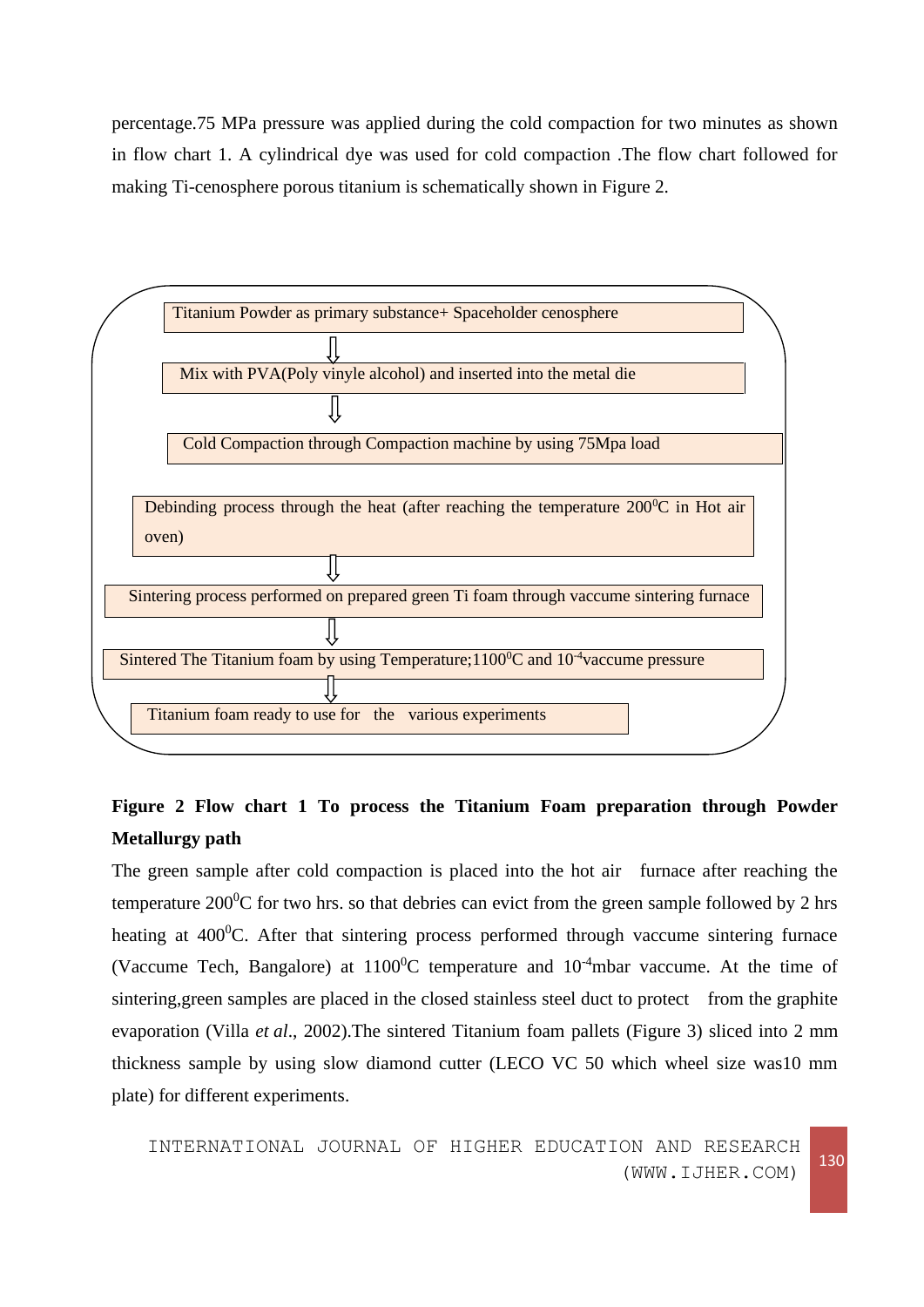percentage.75 MPa pressure was applied during the cold compaction for two minutes as shown in flow chart 1. A cylindrical dye was used for cold compaction .The flow chart followed for making Ti-cenosphere porous titanium is schematically shown in Figure 2.

Titanium Powder as primary substance+ Spaceholder cenosphere

⇩

Mix with PVA(Poly vinyle alcohol) and inserted into the metal die

⇩

Cold Compaction through Compaction machine by using 75Mpa load

Debinding process through the heat (after reaching the temperature 200$^0$C in Hot air oven)

⇩

Sintering process performed on prepared green Ti foam through vaccume sintering furnace

⇩

Sintered The Titanium foam by using Temperature;1100$^0$C and 10$^{-4}$vaccume pressure

⇩

Titanium foam ready to use for the various experiments

**Figure 2 Flow chart 1 To process the Titanium Foam preparation through Powder Metallurgy path**

The green sample after cold compaction is placed into the hot air furnace after reaching the temperature 200$^0$C for two hrs. so that debries can evict from the green sample followed by 2 hrs heating at 400$^0$C. After that sintering process performed through vaccume sintering furnace (Vaccume Tech, Bangalore) at 1100$^0$C temperature and 10$^{-4}$mbar vaccume. At the time of sintering,green samples are placed in the closed stainless steel duct to protect from the graphite evaporation (Villa *et al*., 2002).The sintered Titanium foam pallets (Figure 3) sliced into 2 mm thickness sample by using slow diamond cutter (LECO VC 50 which wheel size was10 mm plate) for different experiments.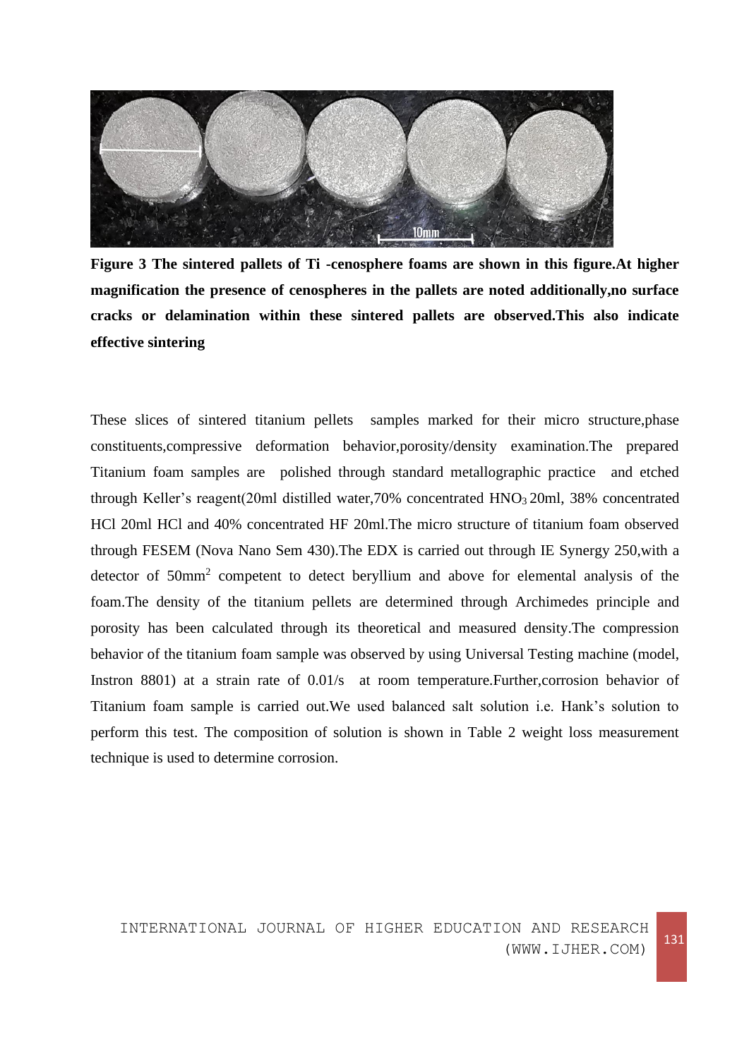**Figure 3 The sintered pallets of Ti -cenosphere foams are shown in this figure.At higher magnification the presence of cenospheres in the pallets are noted additionally,no surface cracks or delamination within these sintered pallets are observed.This also indicate effective sintering**

These slices of sintered titanium pellets samples marked for their micro structure,phase constituents,compressive deformation behavior,porosity/density examination.The prepared Titanium foam samples are polished through standard metallographic practice and etched through Keller's reagent(20ml distilled water,70% concentrated $HNO_3$ 20ml, 38% concentrated HCl 20ml HCl and 40% concentrated HF 20ml.The micro structure of titanium foam observed through FESEM (Nova Nano Sem 430).The EDX is carried out through IE Synergy 250,with a detector of 50mm$^2$ competent to detect beryllium and above for elemental analysis of the foam.The density of the titanium pellets are determined through Archimedes principle and porosity has been calculated through its theoretical and measured density.The compression behavior of the titanium foam sample was observed by using Universal Testing machine (model, Instron 8801) at a strain rate of 0.01/s at room temperature.Further,corrosion behavior of Titanium foam sample is carried out.We used balanced salt solution i.e. Hank's solution to perform this test. The composition of solution is shown in Table 2 weight loss measurement technique is used to determine corrosion.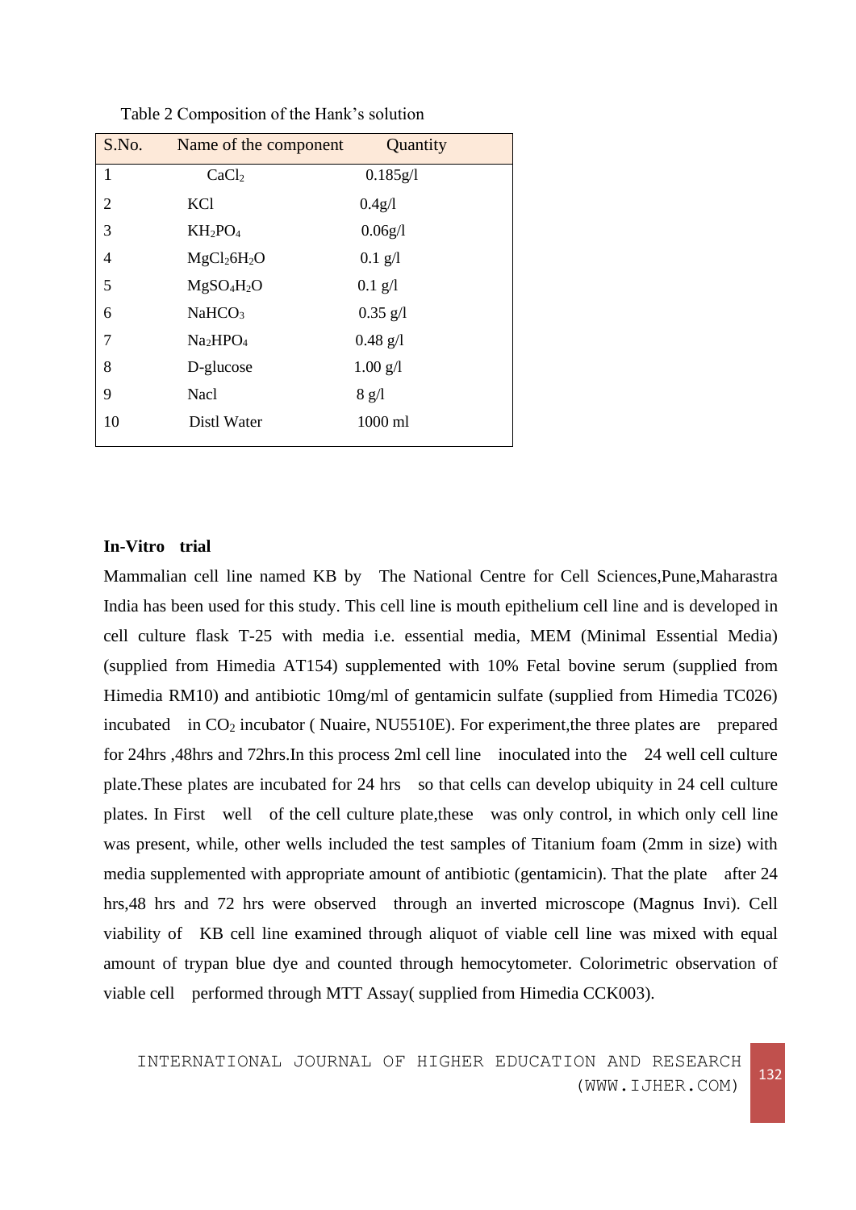Table 2 Composition of the Hank's solution

| S.No. | Name of the component | Quantity |
|---|---|---|
| 1 | $CaCl_2$ | 0.185g/l |
| 2 | KCl | 0.4g/l |
| 3 | $KH_2PO_4$ | 0.06g/l |
| 4 | $MgCl_26H_2O$ | 0.1 g/l |
| 5 | $MgSO_4H_2O$ | 0.1 g/l |
| 6 | $NaHCO_3$ | 0.35 g/l |
| 7 | $Na_2HPO_4$ | 0.48 g/l |
| 8 | D-glucose | 1.00 g/l |
| 9 | Nacl | 8 g/l |
| 10 | Distl Water | 1000 ml |

**In-Vitro trial**

Mammalian cell line named KB by The National Centre for Cell Sciences,Pune,Maharastra India has been used for this study. This cell line is mouth epithelium cell line and is developed in cell culture flask T-25 with media i.e. essential media, MEM (Minimal Essential Media) (supplied from Himedia AT154) supplemented with 10% Fetal bovine serum (supplied from Himedia RM10) and antibiotic 10mg/ml of gentamicin sulfate (supplied from Himedia TC026) incubated in $CO_2$ incubator ( Nuaire, NU5510E). For experiment,the three plates are prepared for 24hrs ,48hrs and 72hrs.In this process 2ml cell line inoculated into the 24 well cell culture plate.These plates are incubated for 24 hrs so that cells can develop ubiquity in 24 cell culture plates. In First well of the cell culture plate,these was only control, in which only cell line was present, while, other wells included the test samples of Titanium foam (2mm in size) with media supplemented with appropriate amount of antibiotic (gentamicin). That the plate after 24 hrs,48 hrs and 72 hrs were observed through an inverted microscope (Magnus Invi). Cell viability of KB cell line examined through aliquot of viable cell line was mixed with equal amount of trypan blue dye and counted through hemocytometer. Colorimetric observation of viable cell performed through MTT Assay( supplied from Himedia CCK003).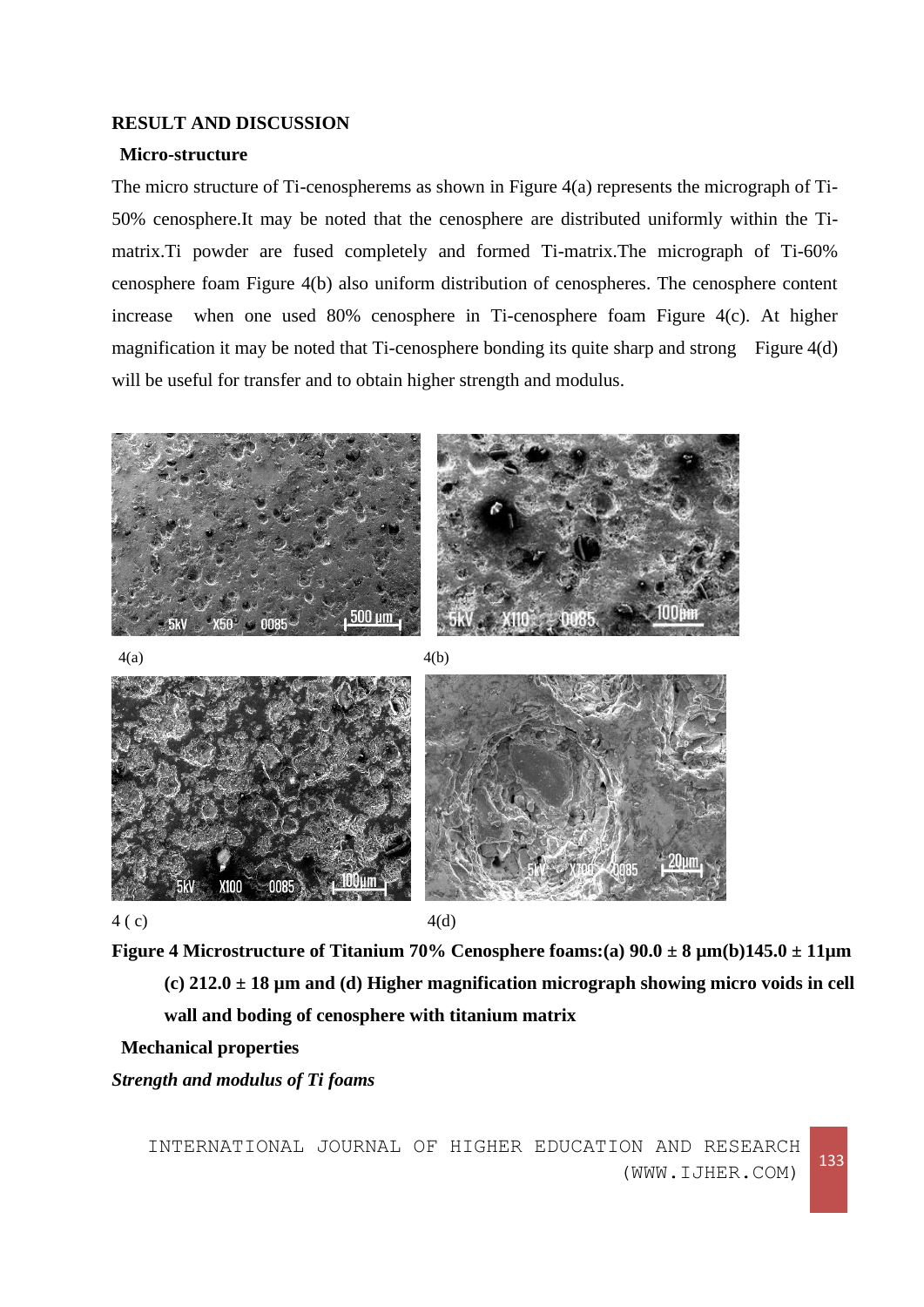## RESULT AND DISCUSSION

### Micro-structure

The micro structure of Ti-cenospherems as shown in Figure 4(a) represents the micrograph of Ti-50% cenosphere.It may be noted that the cenosphere are distributed uniformly within the Ti-matrix.Ti powder are fused completely and formed Ti-matrix.The micrograph of Ti-60% cenosphere foam Figure 4(b) also uniform distribution of cenospheres. The cenosphere content increase when one used 80% cenosphere in Ti-cenosphere foam Figure 4(c). At higher magnification it may be noted that Ti-cenosphere bonding its quite sharp and strong Figure 4(d) will be useful for transfer and to obtain higher strength and modulus.

4(a)

4(b)

4 ( c)

4(d)

**Figure 4 Microstructure of Titanium 70% Cenosphere foams:(a) 90.0 ± 8 μm(b)145.0 ± 11μm (c) 212.0 ± 18 μm and (d) Higher magnification micrograph showing micro voids in cell wall and boding of cenosphere with titanium matrix**

### Mechanical properties

***Strength and modulus of Ti foams***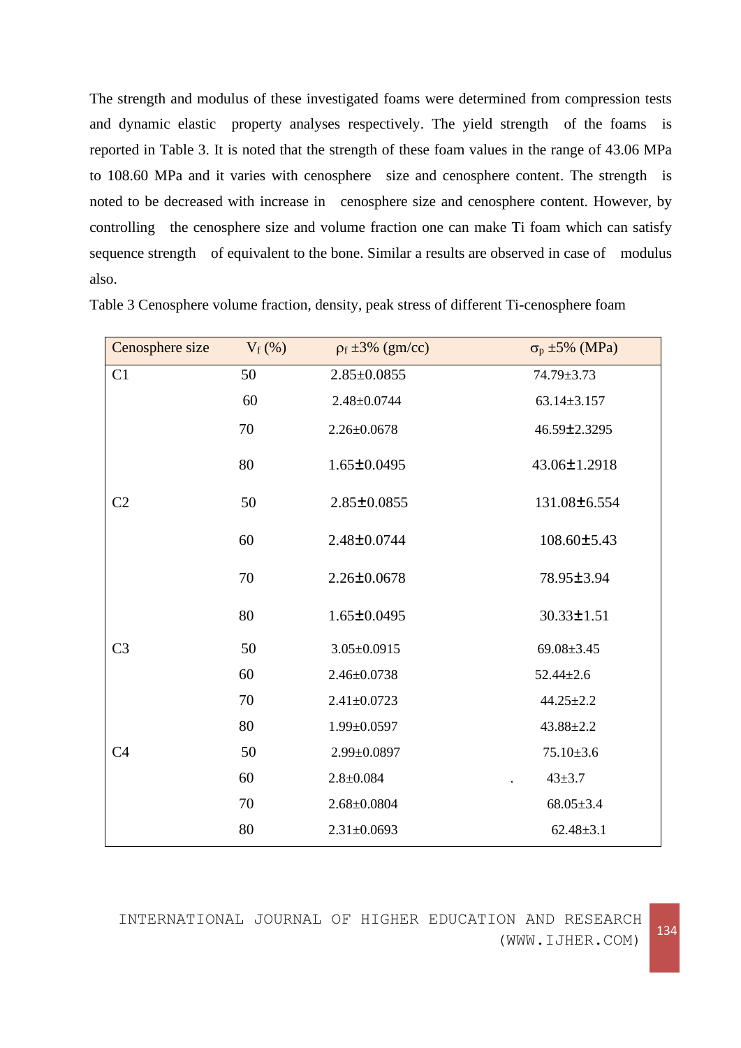The strength and modulus of these investigated foams were determined from compression tests and dynamic elastic property analyses respectively. The yield strength of the foams is reported in Table 3. It is noted that the strength of these foam values in the range of 43.06 MPa to 108.60 MPa and it varies with cenosphere size and cenosphere content. The strength is noted to be decreased with increase in cenosphere size and cenosphere content. However, by controlling the cenosphere size and volume fraction one can make Ti foam which can satisfy sequence strength of equivalent to the bone. Similar a results are observed in case of modulus also.

Table 3 Cenosphere volume fraction, density, peak stress of different Ti-cenosphere foam

| Cenosphere size | $V_f$ (%) | $\rho_f$ ±3% (gm/cc) | $\sigma_p$ ±5% (MPa) |
|---|---|---|---|
| C1 | 50 | 2.85±0.0855 | 74.79±3.73 |
| | 60 | 2.48±0.0744 | 63.14±3.157 |
| | 70 | 2.26±0.0678 | 46.59±2.3295 |
| | 80 | 1.65±0.0495 | 43.06±1.2918 |
| C2 | 50 | 2.85±0.0855 | 131.08±6.554 |
| | 60 | 2.48±0.0744 | 108.60±5.43 |
| | 70 | 2.26±0.0678 | 78.95±3.94 |
| | 80 | 1.65±0.0495 | 30.33±1.51 |
| C3 | 50 | 3.05±0.0915 | 69.08±3.45 |
| | 60 | 2.46±0.0738 | 52.44±2.6 |
| | 70 | 2.41±0.0723 | 44.25±2.2 |
| | 80 | 1.99±0.0597 | 43.88±2.2 |
| C4 | 50 | 2.99±0.0897 | 75.10±3.6 |
| | 60 | 2.8±0.084 | 43±3.7 |
| | 70 | 2.68±0.0804 | 68.05±3.4 |
| | 80 | 2.31±0.0693 | 62.48±3.1 |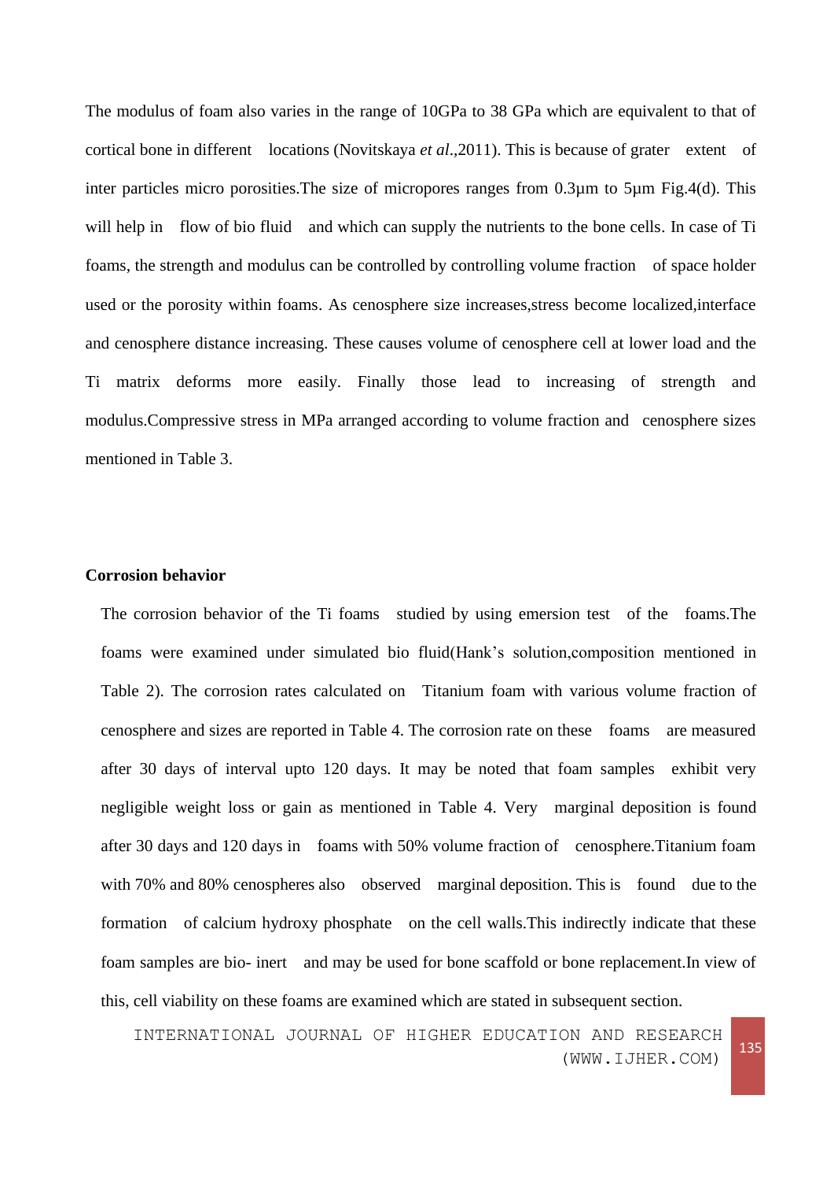The modulus of foam also varies in the range of 10GPa to 38 GPa which are equivalent to that of cortical bone in different locations (Novitskaya *et al*.,2011). This is because of grater extent of inter particles micro porosities.The size of micropores ranges from 0.3µm to 5µm Fig.4(d). This will help in flow of bio fluid and which can supply the nutrients to the bone cells. In case of Ti foams, the strength and modulus can be controlled by controlling volume fraction of space holder used or the porosity within foams. As cenosphere size increases,stress become localized,interface and cenosphere distance increasing. These causes volume of cenosphere cell at lower load and the Ti matrix deforms more easily. Finally those lead to increasing of strength and modulus.Compressive stress in MPa arranged according to volume fraction and cenosphere sizes mentioned in Table 3.

**Corrosion behavior**

The corrosion behavior of the Ti foams studied by using emersion test of the foams.The foams were examined under simulated bio fluid(Hank's solution,composition mentioned in Table 2). The corrosion rates calculated on Titanium foam with various volume fraction of cenosphere and sizes are reported in Table 4. The corrosion rate on these foams are measured after 30 days of interval upto 120 days. It may be noted that foam samples exhibit very negligible weight loss or gain as mentioned in Table 4. Very marginal deposition is found after 30 days and 120 days in foams with 50% volume fraction of cenosphere.Titanium foam with 70% and 80% cenospheres also observed marginal deposition. This is found due to the formation of calcium hydroxy phosphate on the cell walls.This indirectly indicate that these foam samples are bio- inert and may be used for bone scaffold or bone replacement.In view of this, cell viability on these foams are examined which are stated in subsequent section.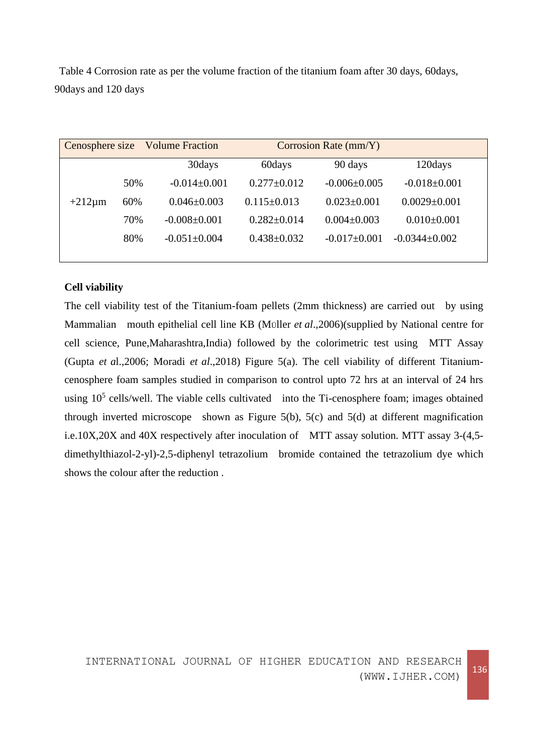Table 4 Corrosion rate as per the volume fraction of the titanium foam after 30 days, 60days, 90days and 120 days

| Cenosphere size | Volume Fraction | Corrosion Rate (mm/Y) | | | |
|---|---|---|---|---|---|
| | | 30days | 60days | 90 days | 120days |
| +212μm | 50% | -0.014±0.001 | 0.277±0.012 | -0.006±0.005 | -0.018±0.001 |
| | 60% | 0.046±0.003 | 0.115±0.013 | 0.023±0.001 | 0.0029±0.001 |
| | 70% | -0.008±0.001 | 0.282±0.014 | 0.004±0.003 | 0.010±0.001 |
| | 80% | -0.051±0.004 | 0.438±0.032 | -0.017±0.001 | -0.0344±0.002 |

**Cell viability**

The cell viability test of the Titanium-foam pellets (2mm thickness) are carried out by using Mammalian mouth epithelial cell line KB (Möller *et al*.,2006)(supplied by National centre for cell science, Pune,Maharashtra,India) followed by the colorimetric test using MTT Assay (Gupta *et a*l.,2006; Moradi *et al*.,2018) Figure 5(a). The cell viability of different Titanium-cenosphere foam samples studied in comparison to control upto 72 hrs at an interval of 24 hrs using $10^5$ cells/well. The viable cells cultivated into the Ti-cenosphere foam; images obtained through inverted microscope shown as Figure 5(b), 5(c) and 5(d) at different magnification i.e.10X,20X and 40X respectively after inoculation of MTT assay solution. MTT assay 3-(4,5-dimethylthiazol-2-yl)-2,5-diphenyl tetrazolium bromide contained the tetrazolium dye which shows the colour after the reduction .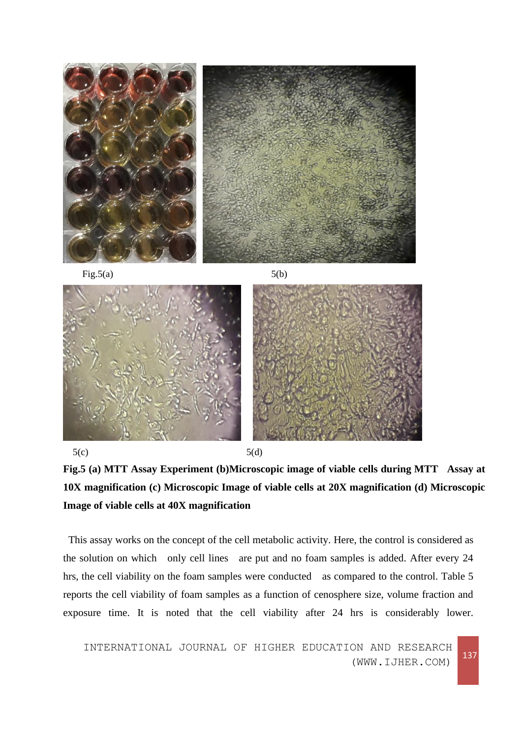Fig.5(a) 5(b)

5(c) 5(d)

**Fig.5 (a) MTT Assay Experiment (b)Microscopic image of viable cells during MTT Assay at 10X magnification (c) Microscopic Image of viable cells at 20X magnification (d) Microscopic Image of viable cells at 40X magnification**

This assay works on the concept of the cell metabolic activity. Here, the control is considered as the solution on which only cell lines are put and no foam samples is added. After every 24 hrs, the cell viability on the foam samples were conducted as compared to the control. Table 5 reports the cell viability of foam samples as a function of cenosphere size, volume fraction and exposure time. It is noted that the cell viability after 24 hrs is considerably lower.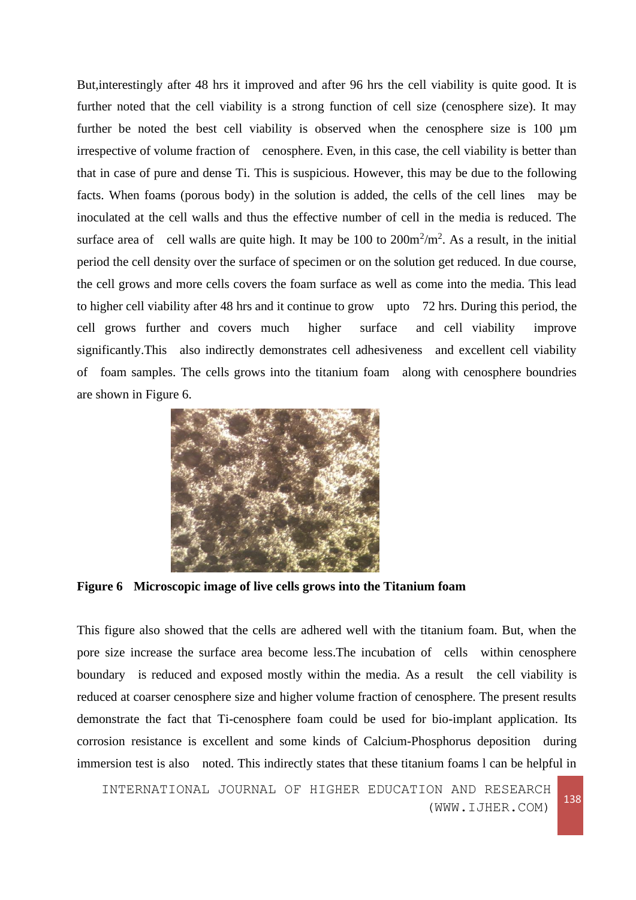But,interestingly after 48 hrs it improved and after 96 hrs the cell viability is quite good. It is further noted that the cell viability is a strong function of cell size (cenosphere size). It may further be noted the best cell viability is observed when the cenosphere size is 100 μm irrespective of volume fraction of cenosphere. Even, in this case, the cell viability is better than that in case of pure and dense Ti. This is suspicious. However, this may be due to the following facts. When foams (porous body) in the solution is added, the cells of the cell lines may be inoculated at the cell walls and thus the effective number of cell in the media is reduced. The surface area of cell walls are quite high. It may be 100 to $200m^2/m^2$. As a result, in the initial period the cell density over the surface of specimen or on the solution get reduced. In due course, the cell grows and more cells covers the foam surface as well as come into the media. This lead to higher cell viability after 48 hrs and it continue to grow upto 72 hrs. During this period, the cell grows further and covers much higher surface and cell viability improve significantly.This also indirectly demonstrates cell adhesiveness and excellent cell viability of foam samples. The cells grows into the titanium foam along with cenosphere boundries are shown in Figure 6.

**Figure 6 Microscopic image of live cells grows into the Titanium foam**

This figure also showed that the cells are adhered well with the titanium foam. But, when the pore size increase the surface area become less.The incubation of cells within cenosphere boundary is reduced and exposed mostly within the media. As a result the cell viability is reduced at coarser cenosphere size and higher volume fraction of cenosphere. The present results demonstrate the fact that Ti-cenosphere foam could be used for bio-implant application. Its corrosion resistance is excellent and some kinds of Calcium-Phosphorus deposition during immersion test is also noted. This indirectly states that these titanium foams l can be helpful in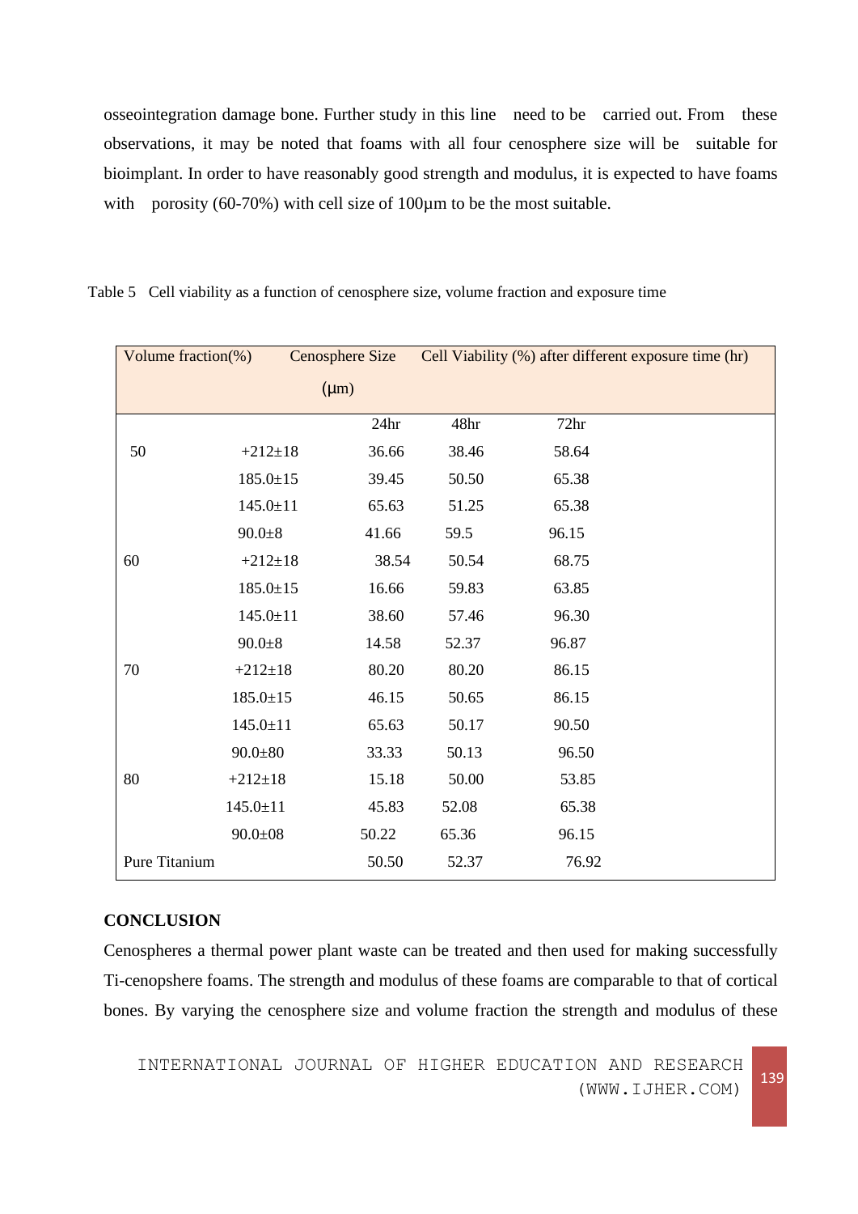osseointegration damage bone. Further study in this line need to be carried out. From these observations, it may be noted that foams with all four cenosphere size will be suitable for bioimplant. In order to have reasonably good strength and modulus, it is expected to have foams with porosity (60-70%) with cell size of 100μm to be the most suitable.

Table 5 Cell viability as a function of cenosphere size, volume fraction and exposure time

| Volume fraction(%) | Cenosphere Size (μm) | Cell Viability (%) after different exposure time (hr) | | |
|---|---|---|---|---|
| | | 24hr | 48hr | 72hr |
| 50 | +212±18 | 36.66 | 38.46 | 58.64 |
| | 185.0±15 | 39.45 | 50.50 | 65.38 |
| | 145.0±11 | 65.63 | 51.25 | 65.38 |
| | 90.0±8 | 41.66 | 59.5 | 96.15 |
| 60 | +212±18 | 38.54 | 50.54 | 68.75 |
| | 185.0±15 | 16.66 | 59.83 | 63.85 |
| | 145.0±11 | 38.60 | 57.46 | 96.30 |
| | 90.0±8 | 14.58 | 52.37 | 96.87 |
| 70 | +212±18 | 80.20 | 80.20 | 86.15 |
| | 185.0±15 | 46.15 | 50.65 | 86.15 |
| | 145.0±11 | 65.63 | 50.17 | 90.50 |
| | 90.0±80 | 33.33 | 50.13 | 96.50 |
| 80 | +212±18 | 15.18 | 50.00 | 53.85 |
| | 145.0±11 | 45.83 | 52.08 | 65.38 |
| | 90.0±08 | 50.22 | 65.36 | 96.15 |
| Pure Titanium | | 50.50 | 52.37 | 76.92 |

## CONCLUSION

Cenospheres a thermal power plant waste can be treated and then used for making successfully Ti-cenopshere foams. The strength and modulus of these foams are comparable to that of cortical bones. By varying the cenosphere size and volume fraction the strength and modulus of these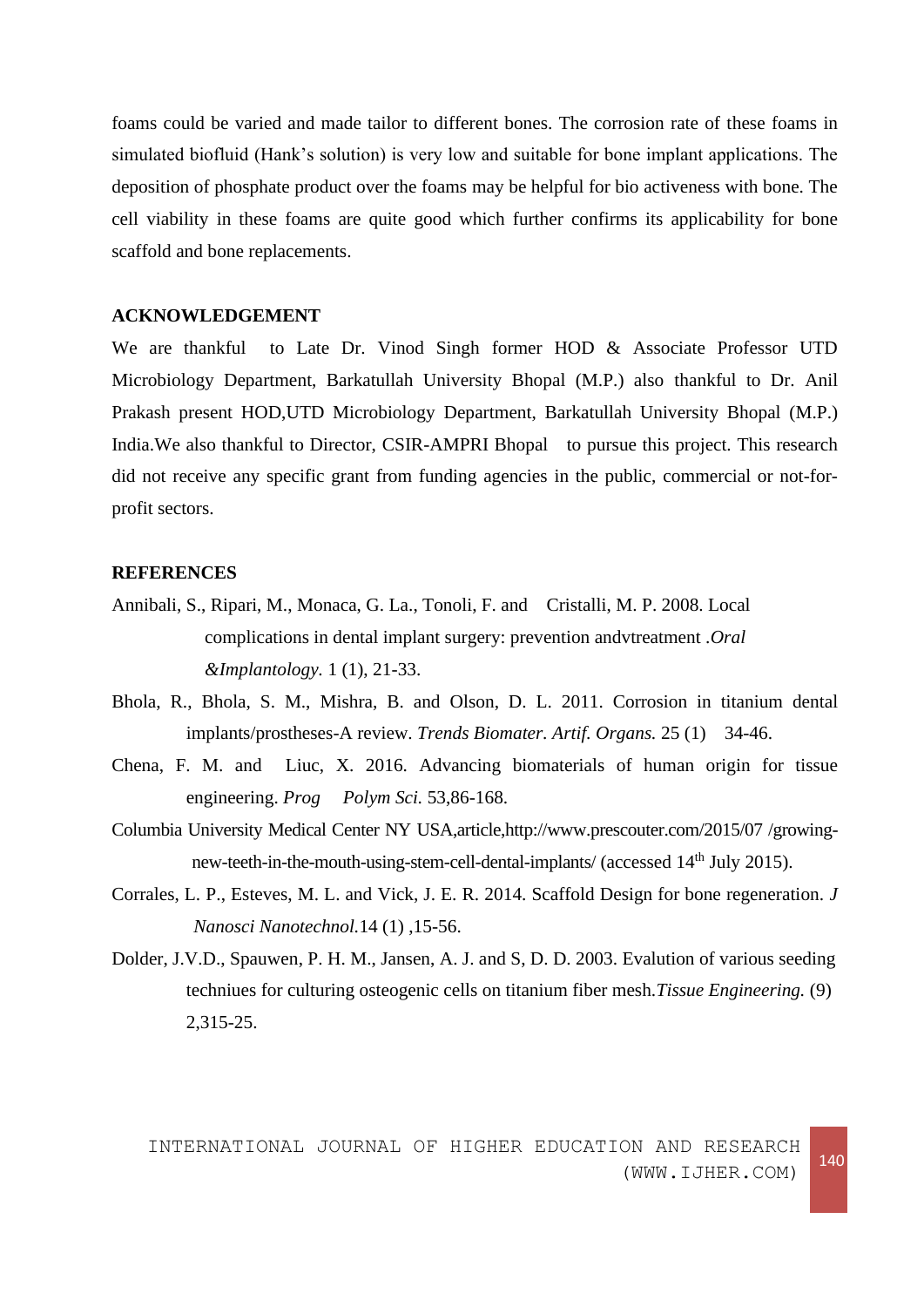foams could be varied and made tailor to different bones. The corrosion rate of these foams in simulated biofluid (Hank's solution) is very low and suitable for bone implant applications. The deposition of phosphate product over the foams may be helpful for bio activeness with bone. The cell viability in these foams are quite good which further confirms its applicability for bone scaffold and bone replacements.

## ACKNOWLEDGEMENT

We are thankful to Late Dr. Vinod Singh former HOD & Associate Professor UTD Microbiology Department, Barkatullah University Bhopal (M.P.) also thankful to Dr. Anil Prakash present HOD,UTD Microbiology Department, Barkatullah University Bhopal (M.P.) India.We also thankful to Director, CSIR-AMPRI Bhopal to pursue this project. This research did not receive any specific grant from funding agencies in the public, commercial or not-for-profit sectors.

## REFERENCES

Annibali, S., Ripari, M., Monaca, G. La., Tonoli, F. and Cristalli, M. P. 2008. Local complications in dental implant surgery: prevention andvtreatment .*Oral &Implantology.* 1 (1), 21-33.

Bhola, R., Bhola, S. M., Mishra, B. and Olson, D. L. 2011. Corrosion in titanium dental implants/prostheses-A review. *Trends Biomater. Artif. Organs.* 25 (1) 34-46.

Chena, F. M. and Liuc, X. 2016. Advancing biomaterials of human origin for tissue engineering. *Prog Polym Sci.* 53,86-168.

Columbia University Medical Center NY USA,article,http://www.prescouter.com/2015/07 /growing-new-teeth-in-the-mouth-using-stem-cell-dental-implants/ (accessed 14th July 2015).

Corrales, L. P., Esteves, M. L. and Vick, J. E. R. 2014. Scaffold Design for bone regeneration. *J Nanosci Nanotechnol.*14 (1) ,15-56.

Dolder, J.V.D., Spauwen, P. H. M., Jansen, A. J. and S, D. D. 2003. Evalution of various seeding techniues for culturing osteogenic cells on titanium fiber mesh.*Tissue Engineering.* (9) 2,315-25.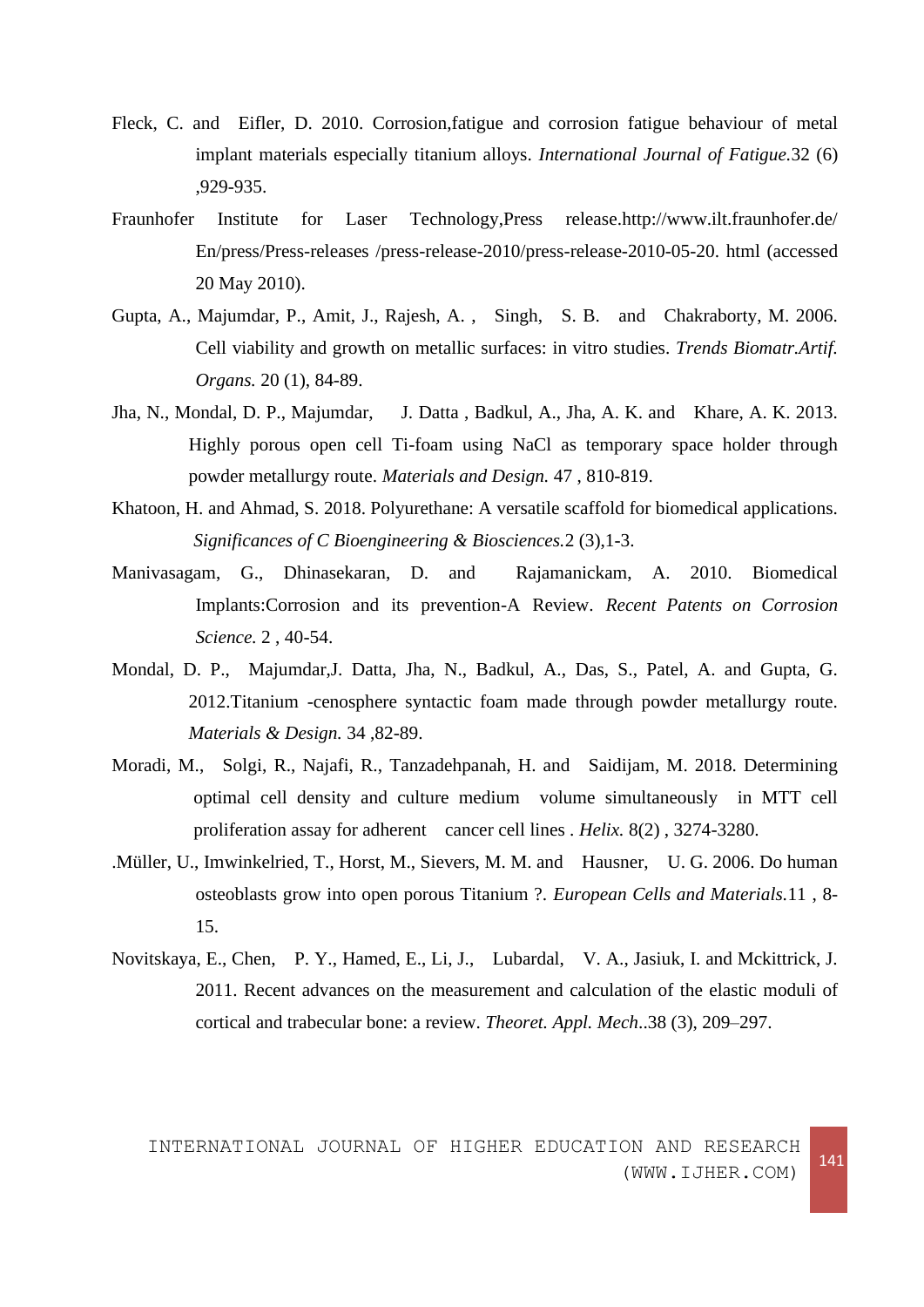Fleck, C. and Eifler, D. 2010. Corrosion,fatigue and corrosion fatigue behaviour of metal implant materials especially titanium alloys. *International Journal of Fatigue.*32 (6) ,929-935.

Fraunhofer Institute for Laser Technology,Press release.http://www.ilt.fraunhofer.de/ En/press/Press-releases /press-release-2010/press-release-2010-05-20. html (accessed 20 May 2010).

Gupta, A., Majumdar, P., Amit, J., Rajesh, A. , Singh, S. B. and Chakraborty, M. 2006. Cell viability and growth on metallic surfaces: in vitro studies. *Trends Biomatr.Artif. Organs.* 20 (1), 84-89.

Jha, N., Mondal, D. P., Majumdar, J. Datta , Badkul, A., Jha, A. K. and Khare, A. K. 2013. Highly porous open cell Ti-foam using NaCl as temporary space holder through powder metallurgy route. *Materials and Design.* 47 , 810-819.

Khatoon, H. and Ahmad, S. 2018. Polyurethane: A versatile scaffold for biomedical applications. *Significances of C Bioengineering & Biosciences.*2 (3),1-3.

Manivasagam, G., Dhinasekaran, D. and Rajamanickam, A. 2010. Biomedical Implants:Corrosion and its prevention-A Review. *Recent Patents on Corrosion Science.* 2 , 40-54.

Mondal, D. P., Majumdar,J. Datta, Jha, N., Badkul, A., Das, S., Patel, A. and Gupta, G. 2012.Titanium -cenosphere syntactic foam made through powder metallurgy route. *Materials & Design.* 34 ,82-89.

Moradi, M., Solgi, R., Najafi, R., Tanzadehpanah, H. and Saidijam, M. 2018. Determining optimal cell density and culture medium volume simultaneously in MTT cell proliferation assay for adherent cancer cell lines . *Helix.* 8(2) , 3274-3280.

.Müller, U., Imwinkelried, T., Horst, M., Sievers, M. M. and Hausner, U. G. 2006. Do human osteoblasts grow into open porous Titanium ?. *European Cells and Materials.*11 , 8-15.

Novitskaya, E., Chen, P. Y., Hamed, E., Li, J., Lubardal, V. A., Jasiuk, I. and Mckittrick, J. 2011. Recent advances on the measurement and calculation of the elastic moduli of cortical and trabecular bone: a review. *Theoret. Appl. Mech*..38 (3), 209–297.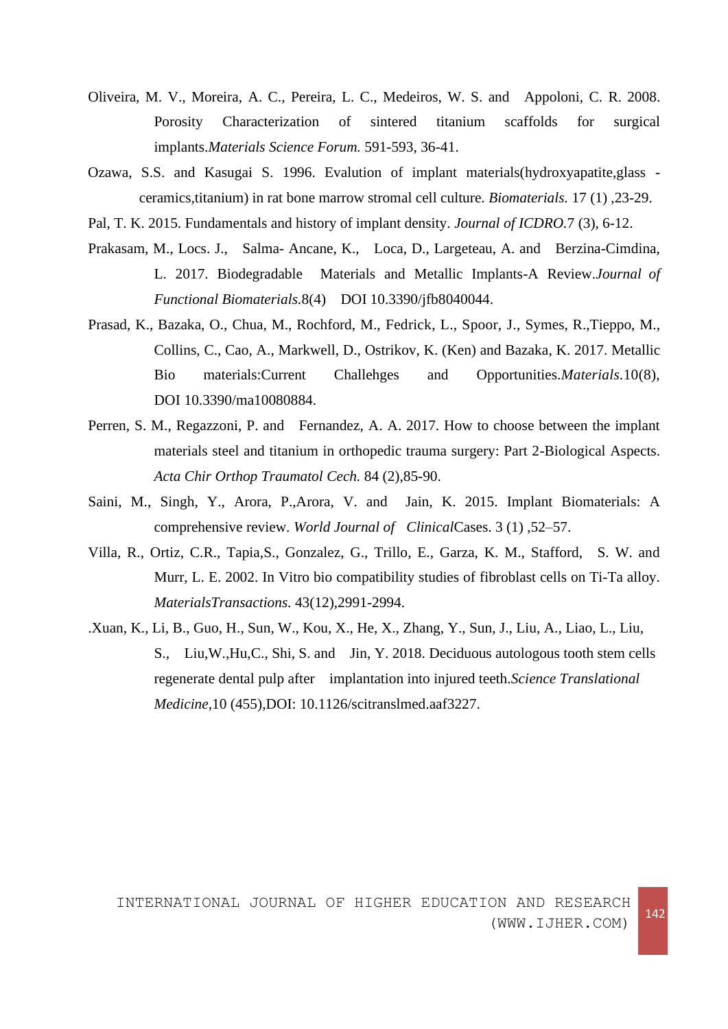Oliveira, M. V., Moreira, A. C., Pereira, L. C., Medeiros, W. S. and Appoloni, C. R. 2008. Porosity Characterization of sintered titanium scaffolds for surgical implants.*Materials Science Forum.* 591-593, 36-41.

Ozawa, S.S. and Kasugai S. 1996. Evalution of implant materials(hydroxyapatite,glass -ceramics,titanium) in rat bone marrow stromal cell culture. *Biomaterials.* 17 (1) ,23-29.

Pal, T. K. 2015. Fundamentals and history of implant density. *Journal of ICDRO.*7 (3), 6-12.

Prakasam, M., Locs. J., Salma- Ancane, K., Loca, D., Largeteau, A. and Berzina-Cimdina, L. 2017. Biodegradable Materials and Metallic Implants-A Review.*Journal of Functional Biomaterials.*8(4) DOI 10.3390/jfb8040044.

Prasad, K., Bazaka, O., Chua, M., Rochford, M., Fedrick, L., Spoor, J., Symes, R.,Tieppo, M., Collins, C., Cao, A., Markwell, D., Ostrikov, K. (Ken) and Bazaka, K. 2017. Metallic Bio materials:Current Challehges and Opportunities.*Materials.*10(8), DOI 10.3390/ma10080884.

Perren, S. M., Regazzoni, P. and Fernandez, A. A. 2017. How to choose between the implant materials steel and titanium in orthopedic trauma surgery: Part 2-Biological Aspects. *Acta Chir Orthop Traumatol Cech.* 84 (2),85-90.

Saini, M., Singh, Y., Arora, P.,Arora, V. and Jain, K. 2015. Implant Biomaterials: A comprehensive review. *World Journal of Clinical*Cases. 3 (1) ,52–57.

Villa, R., Ortiz, C.R., Tapia,S., Gonzalez, G., Trillo, E., Garza, K. M., Stafford, S. W. and Murr, L. E. 2002. In Vitro bio compatibility studies of fibroblast cells on Ti-Ta alloy. *MaterialsTransactions.* 43(12),2991-2994.

.Xuan, K., Li, B., Guo, H., Sun, W., Kou, X., He, X., Zhang, Y., Sun, J., Liu, A., Liao, L., Liu, S., Liu,W.,Hu,C., Shi, S. and Jin, Y. 2018. Deciduous autologous tooth stem cells regenerate dental pulp after implantation into injured teeth.*Science Translational Medicine*,10 (455),DOI: 10.1126/scitranslmed.aaf3227.